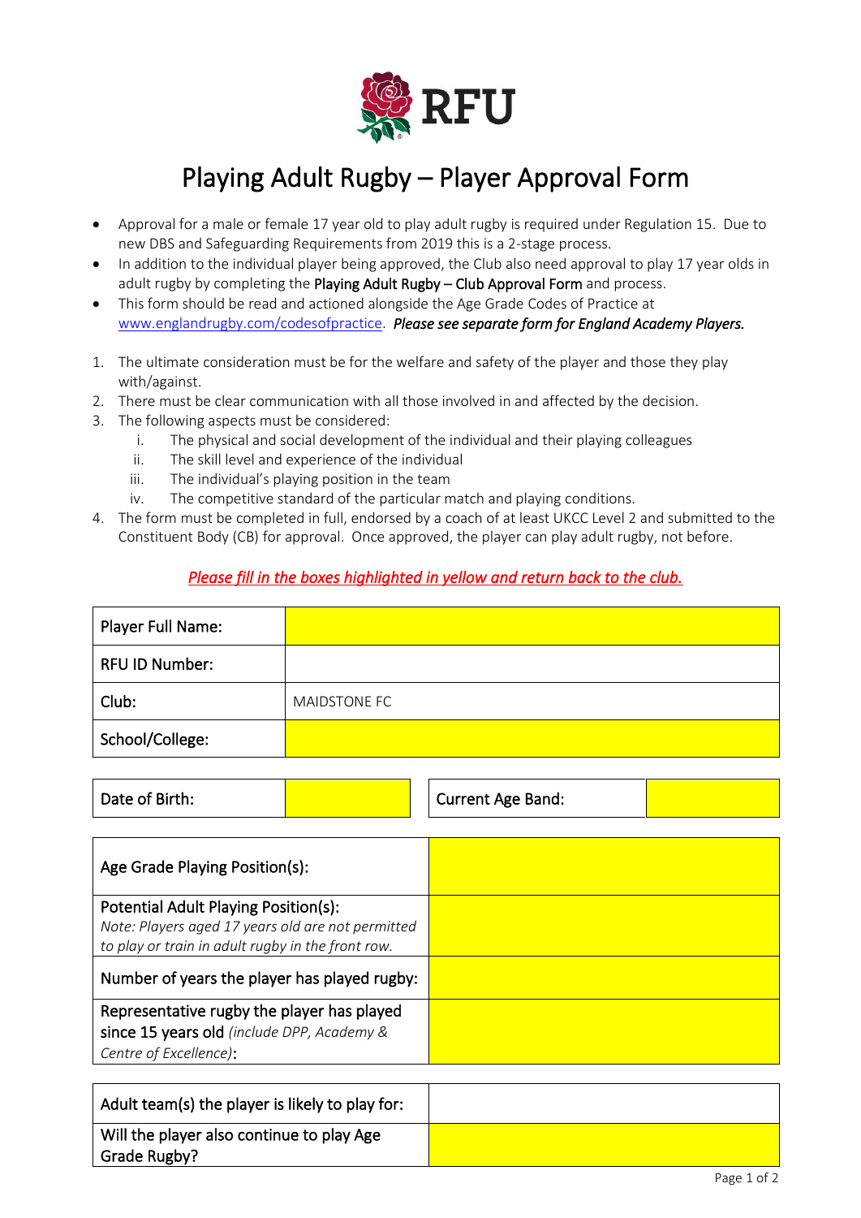RFU

# Playing Adult Rugby – Player Approval Form

- Approval for a male or female 17 year old to play adult rugby is required under Regulation 15. Due to new DBS and Safeguarding Requirements from 2019 this is a 2-stage process.
- In addition to the individual player being approved, the Club also need approval to play 17 year olds in adult rugby by completing the **Playing Adult Rugby – Club Approval Form** and process.
- This form should be read and actioned alongside the Age Grade Codes of Practice at www.englandrugby.com/codesofpractice. ***Please see separate form for England Academy Players.***

1. The ultimate consideration must be for the welfare and safety of the player and those they play with/against.
2. There must be clear communication with all those involved in and affected by the decision.
3. The following aspects must be considered:
   i. The physical and social development of the individual and their playing colleagues
   ii. The skill level and experience of the individual
   iii. The individual's playing position in the team
   iv. The competitive standard of the particular match and playing conditions.
4. The form must be completed in full, endorsed by a coach of at least UKCC Level 2 and submitted to the Constituent Body (CB) for approval. Once approved, the player can play adult rugby, not before.

***Please fill in the boxes highlighted in yellow and return back to the club.***

| | |
|---|---|
| Player Full Name: | |
| RFU ID Number: | |
| Club: | MAIDSTONE FC |
| School/College: | |

| | | | |
|---|---|---|---|
| Date of Birth: | | Current Age Band: | |

| | |
|---|---|
| Age Grade Playing Position(s): | |
| Potential Adult Playing Position(s): *Note: Players aged 17 years old are not permitted to play or train in adult rugby in the front row.* | |
| Number of years the player has played rugby: | |
| Representative rugby the player has played since 15 years old *(include DPP, Academy & Centre of Excellence)*: | |

| | |
|---|---|
| Adult team(s) the player is likely to play for: | |
| Will the player also continue to play Age Grade Rugby? | |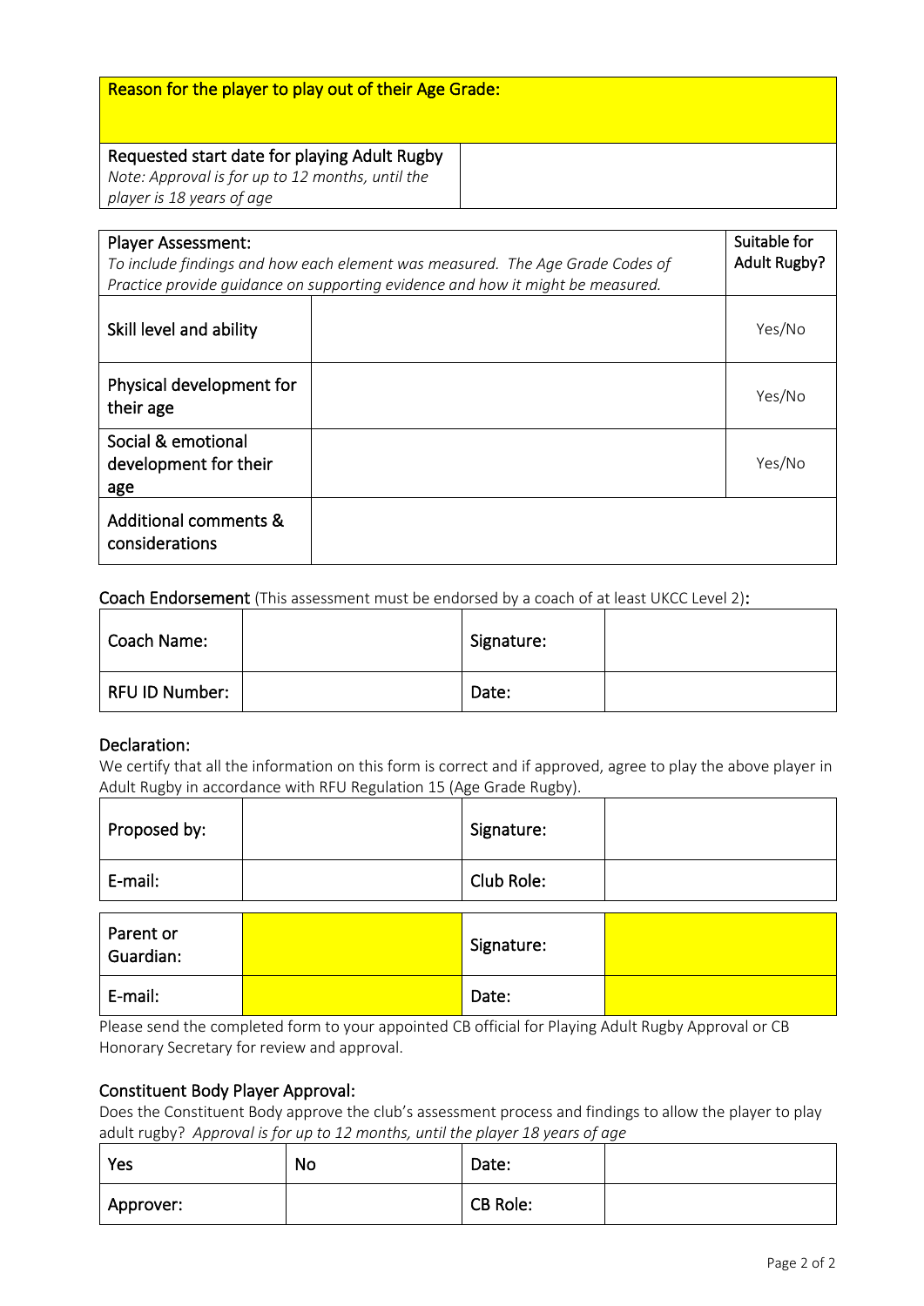| Reason for the player to play out of their Age Grade: | |
|---|---|
| | |
| Requested start date for playing Adult Rugby<br>*Note: Approval is for up to 12 months, until the player is 18 years of age* | |

| Player Assessment:<br>*To include findings and how each element was measured. The Age Grade Codes of Practice provide guidance on supporting evidence and how it might be measured.* | | Suitable for Adult Rugby? |
|---|---|---|
| Skill level and ability | | Yes/No |
| Physical development for their age | | Yes/No |
| Social & emotional development for their age | | Yes/No |
| Additional comments & considerations | | |

Coach Endorsement (This assessment must be endorsed by a coach of at least UKCC Level 2):

| | | | |
|---|---|---|---|
| Coach Name: | | Signature: | |
| RFU ID Number: | | Date: | |

## Declaration:

We certify that all the information on this form is correct and if approved, agree to play the above player in Adult Rugby in accordance with RFU Regulation 15 (Age Grade Rugby).

| | | | |
|---|---|---|---|
| Proposed by: | | Signature: | |
| E-mail: | | Club Role: | |

| | | | |
|---|---|---|---|
| Parent or Guardian: | | Signature: | |
| E-mail: | | Date: | |

Please send the completed form to your appointed CB official for Playing Adult Rugby Approval or CB Honorary Secretary for review and approval.

## Constituent Body Player Approval:

Does the Constituent Body approve the club's assessment process and findings to allow the player to play adult rugby? *Approval is for up to 12 months, until the player 18 years of age*

| | | | |
|---|---|---|---|
| Yes | No | Date: | |
| Approver: | | CB Role: | |